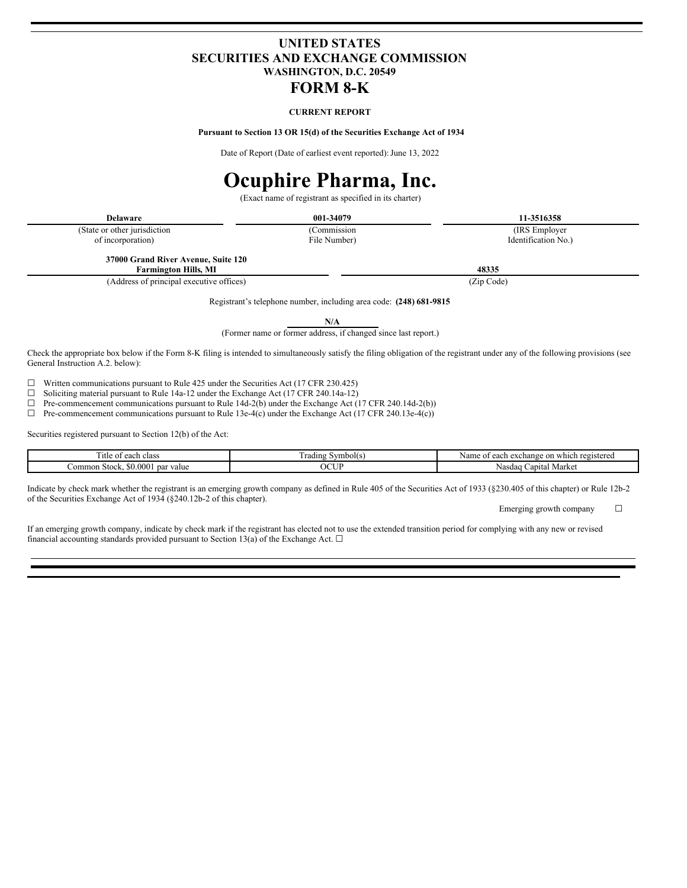# UNITED STATES
# SECURITIES AND EXCHANGE COMMISSION
### WASHINGTON, D.C. 20549

# FORM 8-K

**CURRENT REPORT**

**Pursuant to Section 13 OR 15(d) of the Securities Exchange Act of 1934**

Date of Report (Date of earliest event reported): June 13, 2022

# Ocuphire Pharma, Inc.

(Exact name of registrant as specified in its charter)

| **Delaware** | **001-34079** | **11-3516358** |
|---|---|---|
| (State or other jurisdiction of incorporation) | (Commission File Number) | (IRS Employer Identification No.) |

| **37000 Grand River Avenue, Suite 120 Farmington Hills, MI** | **48335** |
|---|---|
| (Address of principal executive offices) | (Zip Code) |

Registrant's telephone number, including area code: **(248) 681-9815**

**N/A**

(Former name or former address, if changed since last report.)

Check the appropriate box below if the Form 8-K filing is intended to simultaneously satisfy the filing obligation of the registrant under any of the following provisions (see General Instruction A.2. below):

☐ Written communications pursuant to Rule 425 under the Securities Act (17 CFR 230.425)

☐ Soliciting material pursuant to Rule 14a-12 under the Exchange Act (17 CFR 240.14a-12)

☐ Pre-commencement communications pursuant to Rule 14d-2(b) under the Exchange Act (17 CFR 240.14d-2(b))

☐ Pre-commencement communications pursuant to Rule 13e-4(c) under the Exchange Act (17 CFR 240.13e-4(c))

Securities registered pursuant to Section 12(b) of the Act:

| Title of each class | Trading Symbol(s) | Name of each exchange on which registered |
|---|---|---|
| Common Stock, $0.0001 par value | OCUP | Nasdaq Capital Market |

Indicate by check mark whether the registrant is an emerging growth company as defined in Rule 405 of the Securities Act of 1933 (§230.405 of this chapter) or Rule 12b-2 of the Securities Exchange Act of 1934 (§240.12b-2 of this chapter).

Emerging growth company ☐

If an emerging growth company, indicate by check mark if the registrant has elected not to use the extended transition period for complying with any new or revised financial accounting standards provided pursuant to Section 13(a) of the Exchange Act. ☐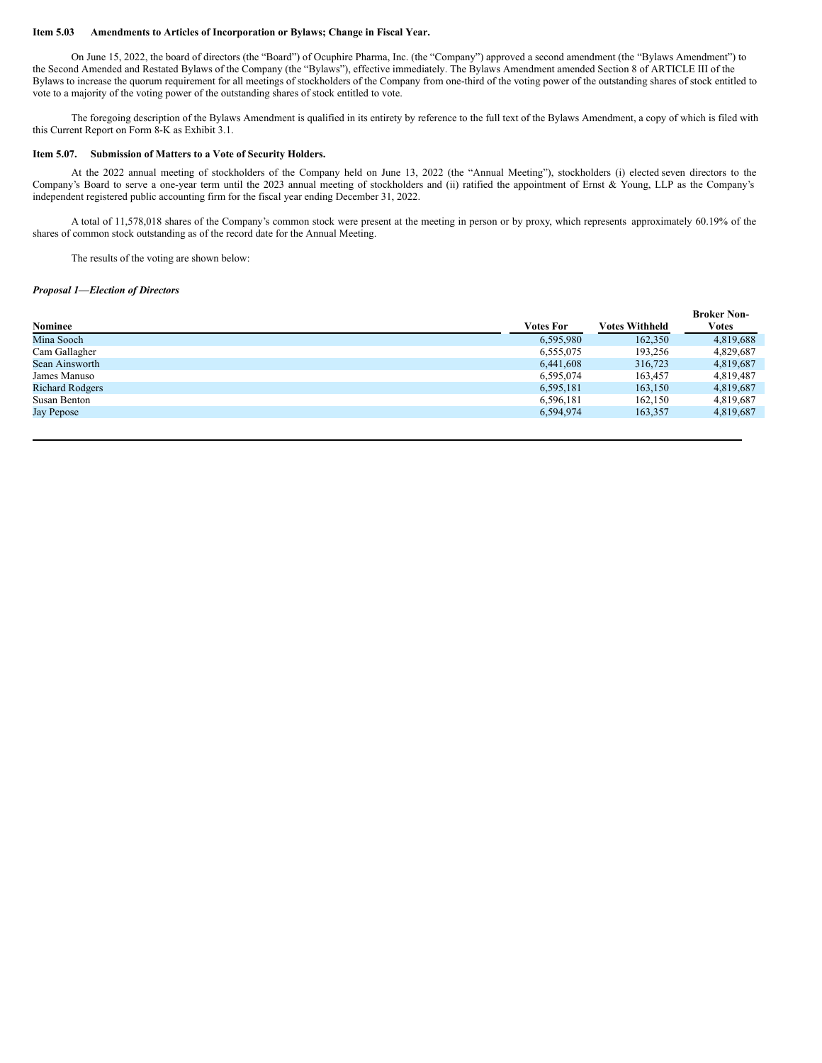**Item 5.03 Amendments to Articles of Incorporation or Bylaws; Change in Fiscal Year.**

On June 15, 2022, the board of directors (the "Board") of Ocuphire Pharma, Inc. (the "Company") approved a second amendment (the "Bylaws Amendment") to the Second Amended and Restated Bylaws of the Company (the "Bylaws"), effective immediately. The Bylaws Amendment amended Section 8 of ARTICLE III of the Bylaws to increase the quorum requirement for all meetings of stockholders of the Company from one-third of the voting power of the outstanding shares of stock entitled to vote to a majority of the voting power of the outstanding shares of stock entitled to vote.

The foregoing description of the Bylaws Amendment is qualified in its entirety by reference to the full text of the Bylaws Amendment, a copy of which is filed with this Current Report on Form 8-K as Exhibit 3.1.

**Item 5.07. Submission of Matters to a Vote of Security Holders.**

At the 2022 annual meeting of stockholders of the Company held on June 13, 2022 (the "Annual Meeting"), stockholders (i) elected seven directors to the Company's Board to serve a one-year term until the 2023 annual meeting of stockholders and (ii) ratified the appointment of Ernst & Young, LLP as the Company's independent registered public accounting firm for the fiscal year ending December 31, 2022.

A total of 11,578,018 shares of the Company's common stock were present at the meeting in person or by proxy, which represents approximately 60.19% of the shares of common stock outstanding as of the record date for the Annual Meeting.

The results of the voting are shown below:

***Proposal 1—Election of Directors***

| Nominee | Votes For | Votes Withheld | Broker Non-Votes |
|---|---|---|---|
| Mina Sooch | 6,595,980 | 162,350 | 4,819,688 |
| Cam Gallagher | 6,555,075 | 193,256 | 4,829,687 |
| Sean Ainsworth | 6,441,608 | 316,723 | 4,819,687 |
| James Manuso | 6,595,074 | 163,457 | 4,819,487 |
| Richard Rodgers | 6,595,181 | 163,150 | 4,819,687 |
| Susan Benton | 6,596,181 | 162,150 | 4,819,687 |
| Jay Pepose | 6,594,974 | 163,357 | 4,819,687 |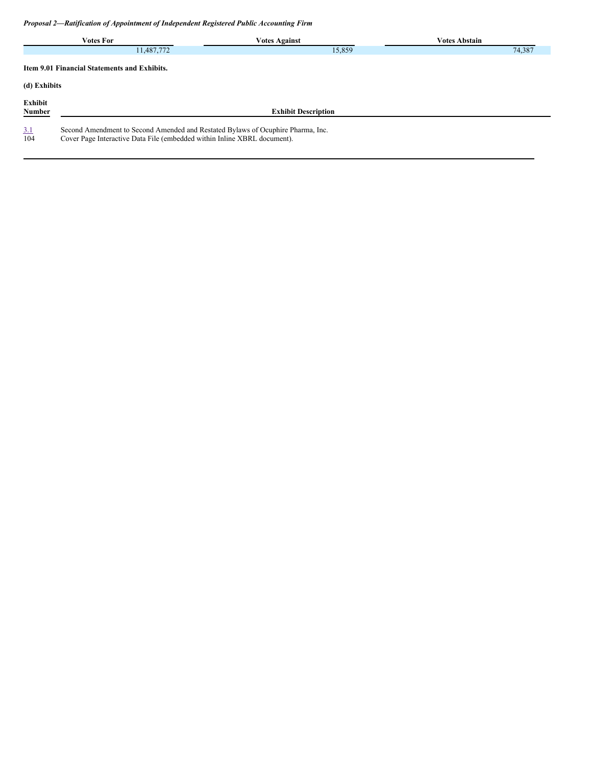*Proposal 2—Ratification of Appointment of Independent Registered Public Accounting Firm*

| Votes For | Votes Against | Votes Abstain |
| --- | --- | --- |
| 11,487,772 | 15,859 | 74,387 |

**Item 9.01 Financial Statements and Exhibits.**

**(d) Exhibits**

| Exhibit Number | Exhibit Description |
| --- | --- |
| 3.1 | Second Amendment to Second Amended and Restated Bylaws of Ocuphire Pharma, Inc. |
| 104 | Cover Page Interactive Data File (embedded within Inline XBRL document). |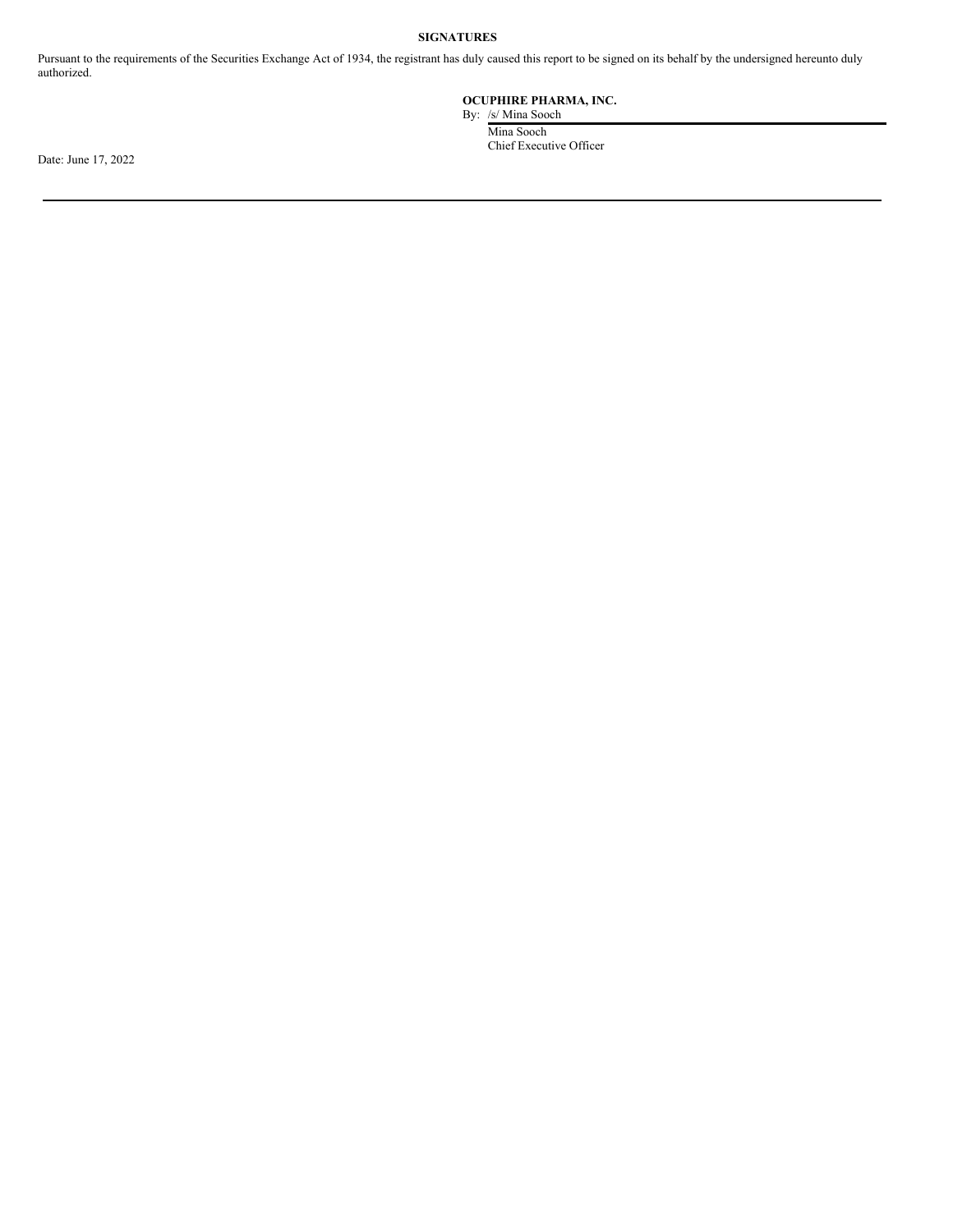**SIGNATURES**

Pursuant to the requirements of the Securities Exchange Act of 1934, the registrant has duly caused this report to be signed on its behalf by the undersigned hereunto duly authorized.

**OCUPHIRE PHARMA, INC.**

By: /s/ Mina Sooch

Mina Sooch
Chief Executive Officer

Date: June 17, 2022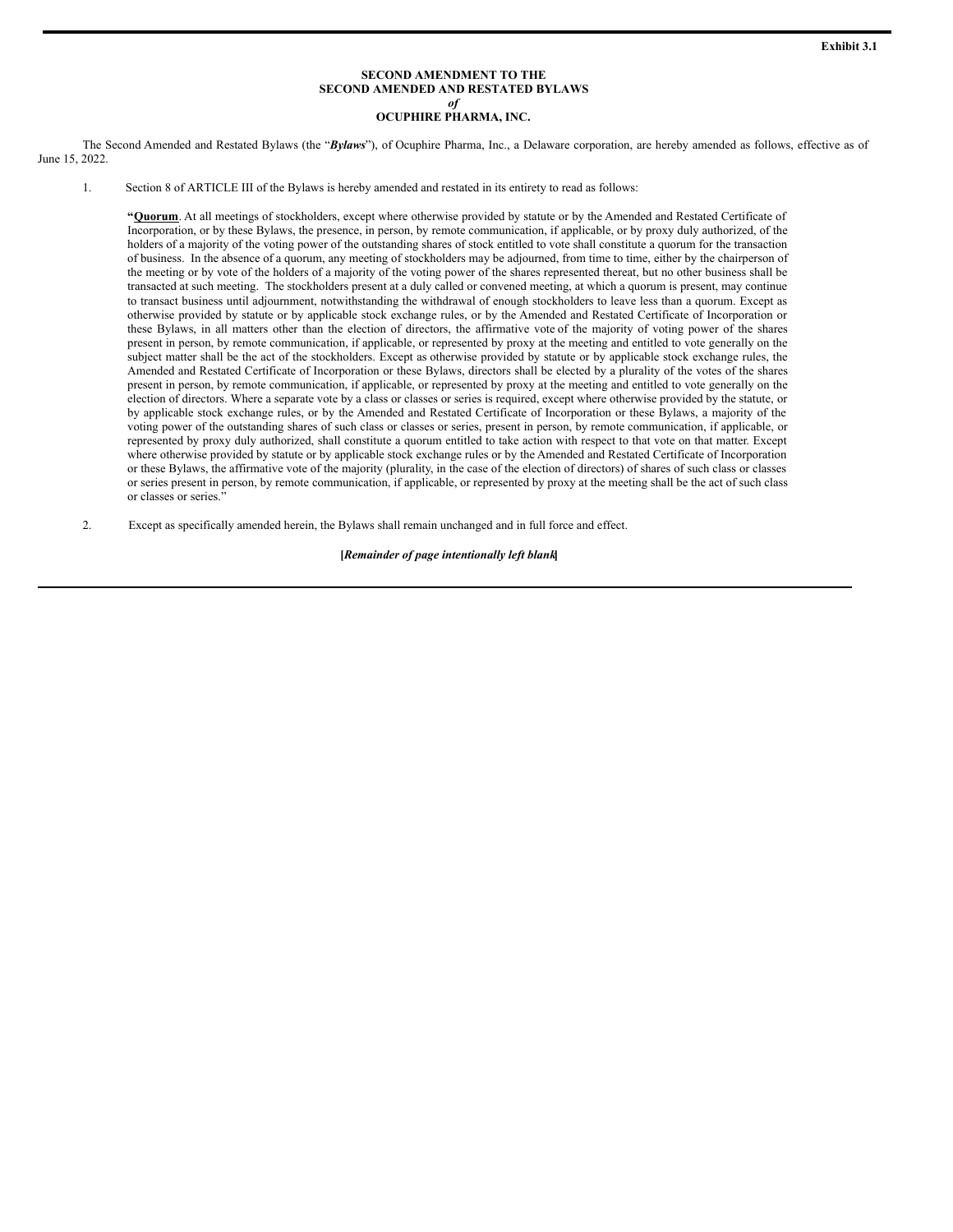**Exhibit 3.1**

**SECOND AMENDMENT TO THE**
**SECOND AMENDED AND RESTATED BYLAWS**
***of***
**OCUPHIRE PHARMA, INC.**

The Second Amended and Restated Bylaws (the "***Bylaws***"), of Ocuphire Pharma, Inc., a Delaware corporation, are hereby amended as follows, effective as of June 15, 2022.

1. Section 8 of ARTICLE III of the Bylaws is hereby amended and restated in its entirety to read as follows:

> **"Quorum**. At all meetings of stockholders, except where otherwise provided by statute or by the Amended and Restated Certificate of Incorporation, or by these Bylaws, the presence, in person, by remote communication, if applicable, or by proxy duly authorized, of the holders of a majority of the voting power of the outstanding shares of stock entitled to vote shall constitute a quorum for the transaction of business. In the absence of a quorum, any meeting of stockholders may be adjourned, from time to time, either by the chairperson of the meeting or by vote of the holders of a majority of the voting power of the shares represented thereat, but no other business shall be transacted at such meeting. The stockholders present at a duly called or convened meeting, at which a quorum is present, may continue to transact business until adjournment, notwithstanding the withdrawal of enough stockholders to leave less than a quorum. Except as otherwise provided by statute or by applicable stock exchange rules, or by the Amended and Restated Certificate of Incorporation or these Bylaws, in all matters other than the election of directors, the affirmative vote of the majority of voting power of the shares present in person, by remote communication, if applicable, or represented by proxy at the meeting and entitled to vote generally on the subject matter shall be the act of the stockholders. Except as otherwise provided by statute or by applicable stock exchange rules, the Amended and Restated Certificate of Incorporation or these Bylaws, directors shall be elected by a plurality of the votes of the shares present in person, by remote communication, if applicable, or represented by proxy at the meeting and entitled to vote generally on the election of directors. Where a separate vote by a class or classes or series is required, except where otherwise provided by the statute, or by applicable stock exchange rules, or by the Amended and Restated Certificate of Incorporation or these Bylaws, a majority of the voting power of the outstanding shares of such class or classes or series, present in person, by remote communication, if applicable, or represented by proxy duly authorized, shall constitute a quorum entitled to take action with respect to that vote on that matter. Except where otherwise provided by statute or by applicable stock exchange rules or by the Amended and Restated Certificate of Incorporation or these Bylaws, the affirmative vote of the majority (plurality, in the case of the election of directors) of shares of such class or classes or series present in person, by remote communication, if applicable, or represented by proxy at the meeting shall be the act of such class or classes or series."

2. Except as specifically amended herein, the Bylaws shall remain unchanged and in full force and effect.

**[*Remainder of page intentionally left blank*]**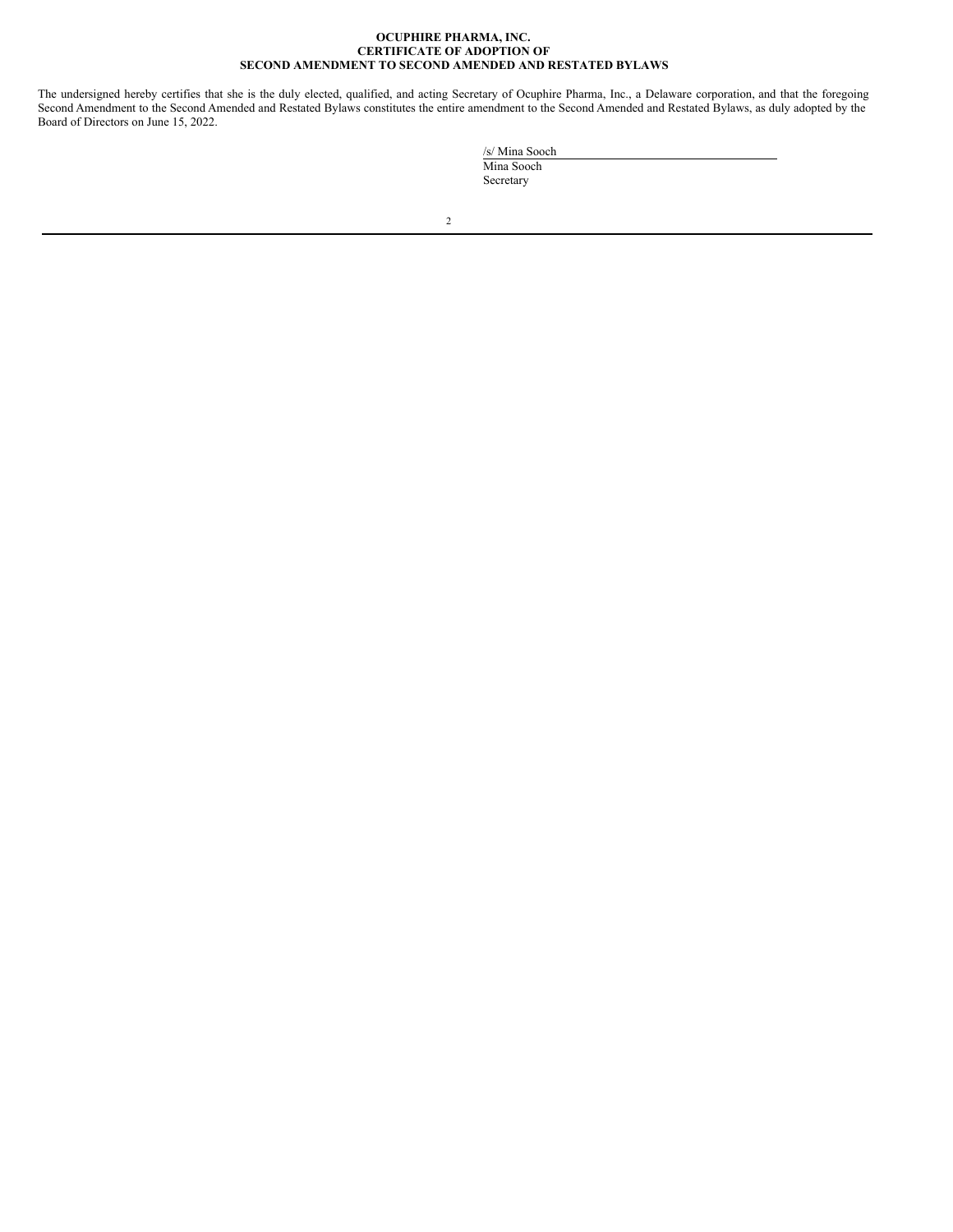**OCUPHIRE PHARMA, INC.**
**CERTIFICATE OF ADOPTION OF**
**SECOND AMENDMENT TO SECOND AMENDED AND RESTATED BYLAWS**

The undersigned hereby certifies that she is the duly elected, qualified, and acting Secretary of Ocuphire Pharma, Inc., a Delaware corporation, and that the foregoing Second Amendment to the Second Amended and Restated Bylaws constitutes the entire amendment to the Second Amended and Restated Bylaws, as duly adopted by the Board of Directors on June 15, 2022.

/s/ Mina Sooch
Mina Sooch
Secretary